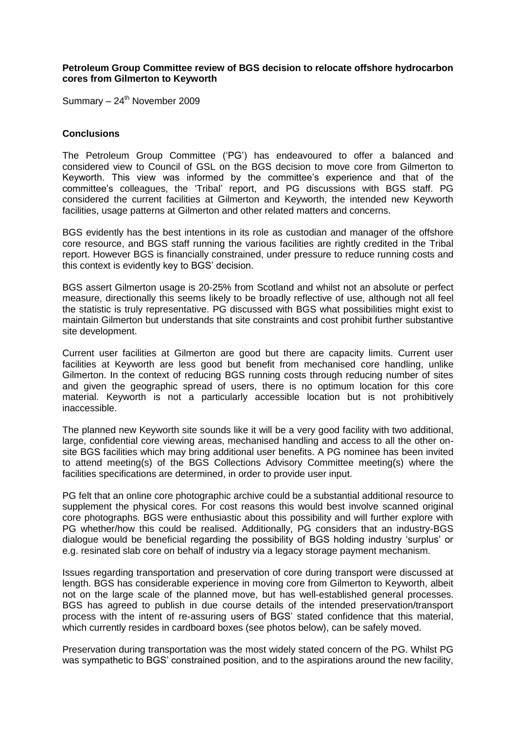**Petroleum Group Committee review of BGS decision to relocate offshore hydrocarbon cores from Gilmerton to Keyworth**

Summary – 24th November 2009

## Conclusions

The Petroleum Group Committee ('PG') has endeavoured to offer a balanced and considered view to Council of GSL on the BGS decision to move core from Gilmerton to Keyworth. This view was informed by the committee's experience and that of the committee's colleagues, the 'Tribal' report, and PG discussions with BGS staff. PG considered the current facilities at Gilmerton and Keyworth, the intended new Keyworth facilities, usage patterns at Gilmerton and other related matters and concerns.

BGS evidently has the best intentions in its role as custodian and manager of the offshore core resource, and BGS staff running the various facilities are rightly credited in the Tribal report. However BGS is financially constrained, under pressure to reduce running costs and this context is evidently key to BGS' decision.

BGS assert Gilmerton usage is 20-25% from Scotland and whilst not an absolute or perfect measure, directionally this seems likely to be broadly reflective of use, although not all feel the statistic is truly representative. PG discussed with BGS what possibilities might exist to maintain Gilmerton but understands that site constraints and cost prohibit further substantive site development.

Current user facilities at Gilmerton are good but there are capacity limits. Current user facilities at Keyworth are less good but benefit from mechanised core handling, unlike Gilmerton. In the context of reducing BGS running costs through reducing number of sites and given the geographic spread of users, there is no optimum location for this core material. Keyworth is not a particularly accessible location but is not prohibitively inaccessible.

The planned new Keyworth site sounds like it will be a very good facility with two additional, large, confidential core viewing areas, mechanised handling and access to all the other on-site BGS facilities which may bring additional user benefits. A PG nominee has been invited to attend meeting(s) of the BGS Collections Advisory Committee meeting(s) where the facilities specifications are determined, in order to provide user input.

PG felt that an online core photographic archive could be a substantial additional resource to supplement the physical cores. For cost reasons this would best involve scanned original core photographs. BGS were enthusiastic about this possibility and will further explore with PG whether/how this could be realised. Additionally, PG considers that an industry-BGS dialogue would be beneficial regarding the possibility of BGS holding industry 'surplus' or e.g. resinated slab core on behalf of industry via a legacy storage payment mechanism.

Issues regarding transportation and preservation of core during transport were discussed at length. BGS has considerable experience in moving core from Gilmerton to Keyworth, albeit not on the large scale of the planned move, but has well-established general processes. BGS has agreed to publish in due course details of the intended preservation/transport process with the intent of re-assuring users of BGS' stated confidence that this material, which currently resides in cardboard boxes (see photos below), can be safely moved.

Preservation during transportation was the most widely stated concern of the PG. Whilst PG was sympathetic to BGS' constrained position, and to the aspirations around the new facility,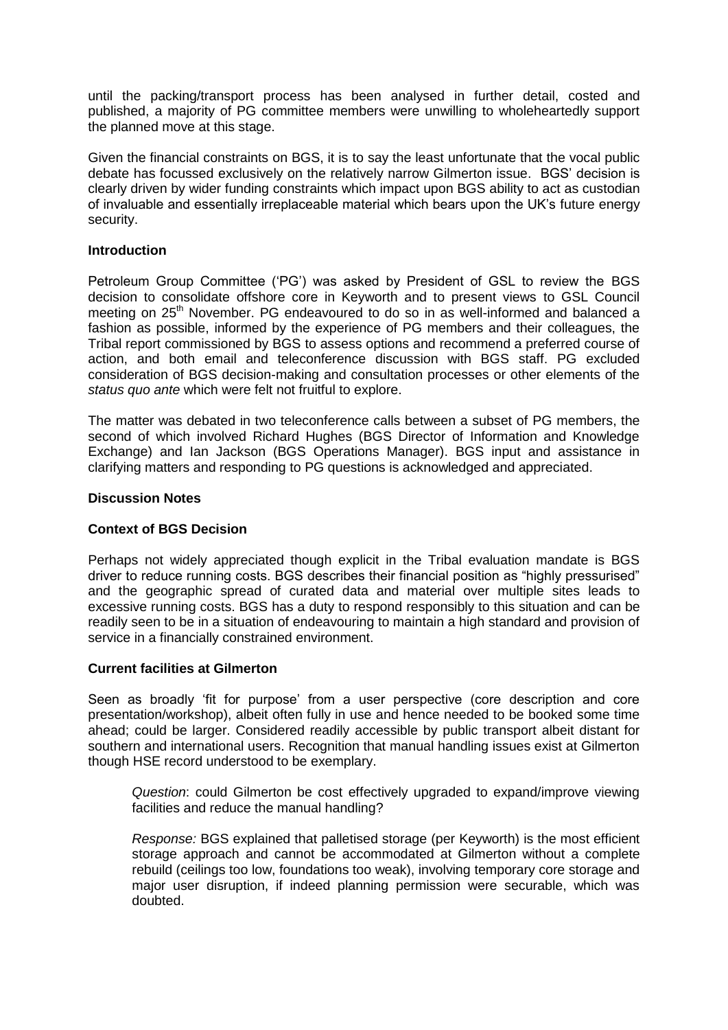until the packing/transport process has been analysed in further detail, costed and published, a majority of PG committee members were unwilling to wholeheartedly support the planned move at this stage.

Given the financial constraints on BGS, it is to say the least unfortunate that the vocal public debate has focussed exclusively on the relatively narrow Gilmerton issue. BGS' decision is clearly driven by wider funding constraints which impact upon BGS ability to act as custodian of invaluable and essentially irreplaceable material which bears upon the UK's future energy security.

**Introduction**

Petroleum Group Committee ('PG') was asked by President of GSL to review the BGS decision to consolidate offshore core in Keyworth and to present views to GSL Council meeting on 25th November. PG endeavoured to do so in as well-informed and balanced a fashion as possible, informed by the experience of PG members and their colleagues, the Tribal report commissioned by BGS to assess options and recommend a preferred course of action, and both email and teleconference discussion with BGS staff. PG excluded consideration of BGS decision-making and consultation processes or other elements of the *status quo ante* which were felt not fruitful to explore.

The matter was debated in two teleconference calls between a subset of PG members, the second of which involved Richard Hughes (BGS Director of Information and Knowledge Exchange) and Ian Jackson (BGS Operations Manager). BGS input and assistance in clarifying matters and responding to PG questions is acknowledged and appreciated.

**Discussion Notes**

**Context of BGS Decision**

Perhaps not widely appreciated though explicit in the Tribal evaluation mandate is BGS driver to reduce running costs. BGS describes their financial position as "highly pressurised" and the geographic spread of curated data and material over multiple sites leads to excessive running costs. BGS has a duty to respond responsibly to this situation and can be readily seen to be in a situation of endeavouring to maintain a high standard and provision of service in a financially constrained environment.

**Current facilities at Gilmerton**

Seen as broadly 'fit for purpose' from a user perspective (core description and core presentation/workshop), albeit often fully in use and hence needed to be booked some time ahead; could be larger. Considered readily accessible by public transport albeit distant for southern and international users. Recognition that manual handling issues exist at Gilmerton though HSE record understood to be exemplary.

> *Question*: could Gilmerton be cost effectively upgraded to expand/improve viewing facilities and reduce the manual handling?
>
> *Response:* BGS explained that palletised storage (per Keyworth) is the most efficient storage approach and cannot be accommodated at Gilmerton without a complete rebuild (ceilings too low, foundations too weak), involving temporary core storage and major user disruption, if indeed planning permission were securable, which was doubted.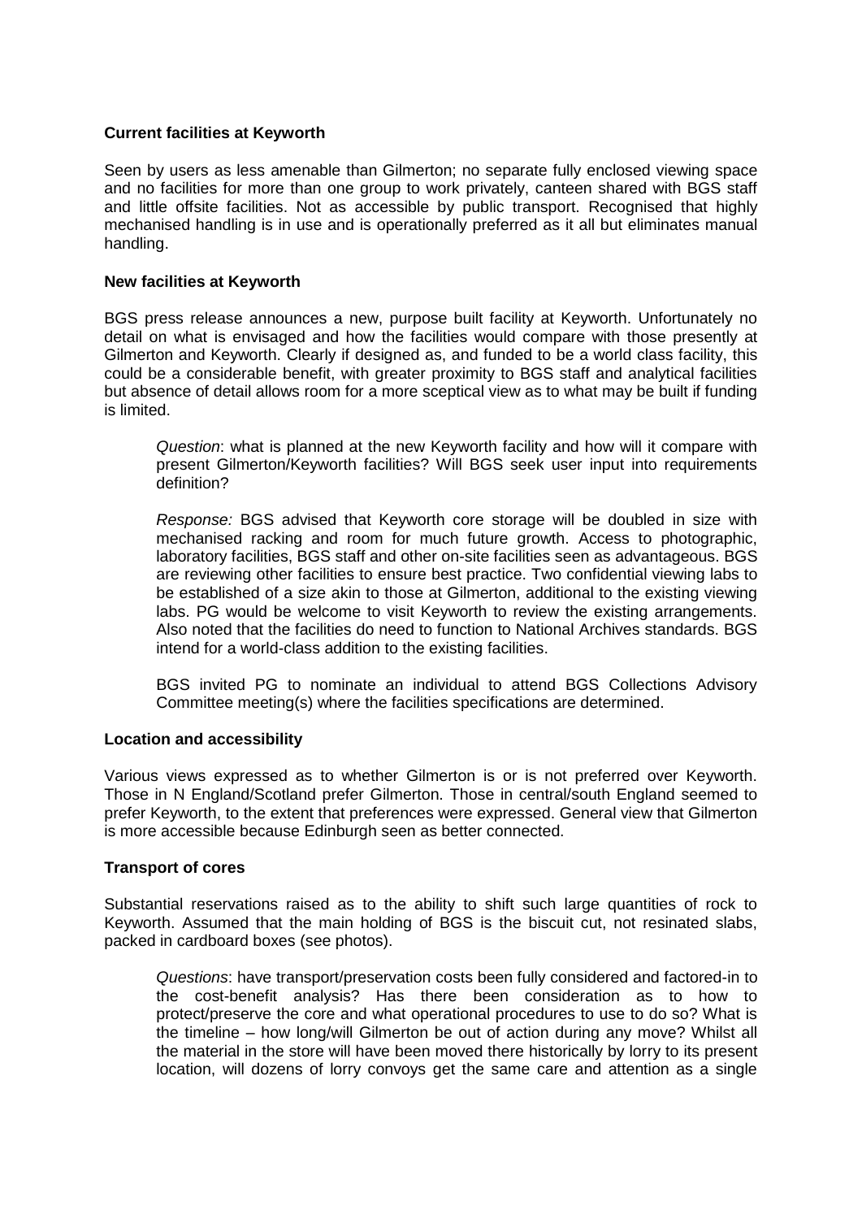**Current facilities at Keyworth**

Seen by users as less amenable than Gilmerton; no separate fully enclosed viewing space and no facilities for more than one group to work privately, canteen shared with BGS staff and little offsite facilities. Not as accessible by public transport. Recognised that highly mechanised handling is in use and is operationally preferred as it all but eliminates manual handling.

**New facilities at Keyworth**

BGS press release announces a new, purpose built facility at Keyworth. Unfortunately no detail on what is envisaged and how the facilities would compare with those presently at Gilmerton and Keyworth. Clearly if designed as, and funded to be a world class facility, this could be a considerable benefit, with greater proximity to BGS staff and analytical facilities but absence of detail allows room for a more sceptical view as to what may be built if funding is limited.

> *Question*: what is planned at the new Keyworth facility and how will it compare with present Gilmerton/Keyworth facilities? Will BGS seek user input into requirements definition?
>
> *Response:* BGS advised that Keyworth core storage will be doubled in size with mechanised racking and room for much future growth. Access to photographic, laboratory facilities, BGS staff and other on-site facilities seen as advantageous. BGS are reviewing other facilities to ensure best practice. Two confidential viewing labs to be established of a size akin to those at Gilmerton, additional to the existing viewing labs. PG would be welcome to visit Keyworth to review the existing arrangements. Also noted that the facilities do need to function to National Archives standards. BGS intend for a world-class addition to the existing facilities.
>
> BGS invited PG to nominate an individual to attend BGS Collections Advisory Committee meeting(s) where the facilities specifications are determined.

**Location and accessibility**

Various views expressed as to whether Gilmerton is or is not preferred over Keyworth. Those in N England/Scotland prefer Gilmerton. Those in central/south England seemed to prefer Keyworth, to the extent that preferences were expressed. General view that Gilmerton is more accessible because Edinburgh seen as better connected.

**Transport of cores**

Substantial reservations raised as to the ability to shift such large quantities of rock to Keyworth. Assumed that the main holding of BGS is the biscuit cut, not resinated slabs, packed in cardboard boxes (see photos).

> *Questions*: have transport/preservation costs been fully considered and factored-in to the cost-benefit analysis? Has there been consideration as to how to protect/preserve the core and what operational procedures to use to do so? What is the timeline – how long/will Gilmerton be out of action during any move? Whilst all the material in the store will have been moved there historically by lorry to its present location, will dozens of lorry convoys get the same care and attention as a single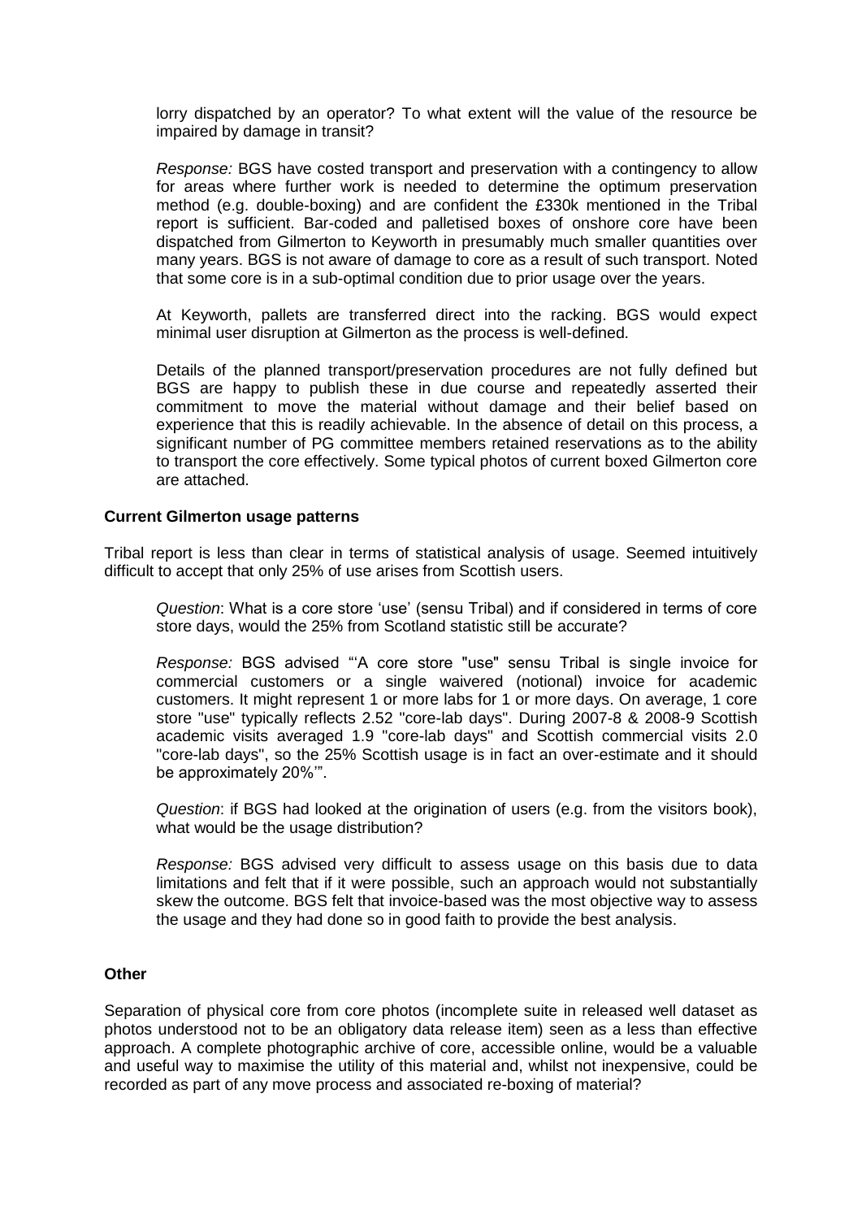lorry dispatched by an operator? To what extent will the value of the resource be impaired by damage in transit?

*Response:* BGS have costed transport and preservation with a contingency to allow for areas where further work is needed to determine the optimum preservation method (e.g. double-boxing) and are confident the £330k mentioned in the Tribal report is sufficient. Bar-coded and palletised boxes of onshore core have been dispatched from Gilmerton to Keyworth in presumably much smaller quantities over many years. BGS is not aware of damage to core as a result of such transport. Noted that some core is in a sub-optimal condition due to prior usage over the years.

At Keyworth, pallets are transferred direct into the racking. BGS would expect minimal user disruption at Gilmerton as the process is well-defined.

Details of the planned transport/preservation procedures are not fully defined but BGS are happy to publish these in due course and repeatedly asserted their commitment to move the material without damage and their belief based on experience that this is readily achievable. In the absence of detail on this process, a significant number of PG committee members retained reservations as to the ability to transport the core effectively. Some typical photos of current boxed Gilmerton core are attached.

**Current Gilmerton usage patterns**

Tribal report is less than clear in terms of statistical analysis of usage. Seemed intuitively difficult to accept that only 25% of use arises from Scottish users.

*Question*: What is a core store 'use' (sensu Tribal) and if considered in terms of core store days, would the 25% from Scotland statistic still be accurate?

*Response:* BGS advised "'A core store "use" sensu Tribal is single invoice for commercial customers or a single waivered (notional) invoice for academic customers. It might represent 1 or more labs for 1 or more days. On average, 1 core store "use" typically reflects 2.52 "core-lab days". During 2007-8 & 2008-9 Scottish academic visits averaged 1.9 "core-lab days" and Scottish commercial visits 2.0 "core-lab days", so the 25% Scottish usage is in fact an over-estimate and it should be approximately 20%'".

*Question*: if BGS had looked at the origination of users (e.g. from the visitors book), what would be the usage distribution?

*Response:* BGS advised very difficult to assess usage on this basis due to data limitations and felt that if it were possible, such an approach would not substantially skew the outcome. BGS felt that invoice-based was the most objective way to assess the usage and they had done so in good faith to provide the best analysis.

**Other**

Separation of physical core from core photos (incomplete suite in released well dataset as photos understood not to be an obligatory data release item) seen as a less than effective approach. A complete photographic archive of core, accessible online, would be a valuable and useful way to maximise the utility of this material and, whilst not inexpensive, could be recorded as part of any move process and associated re-boxing of material?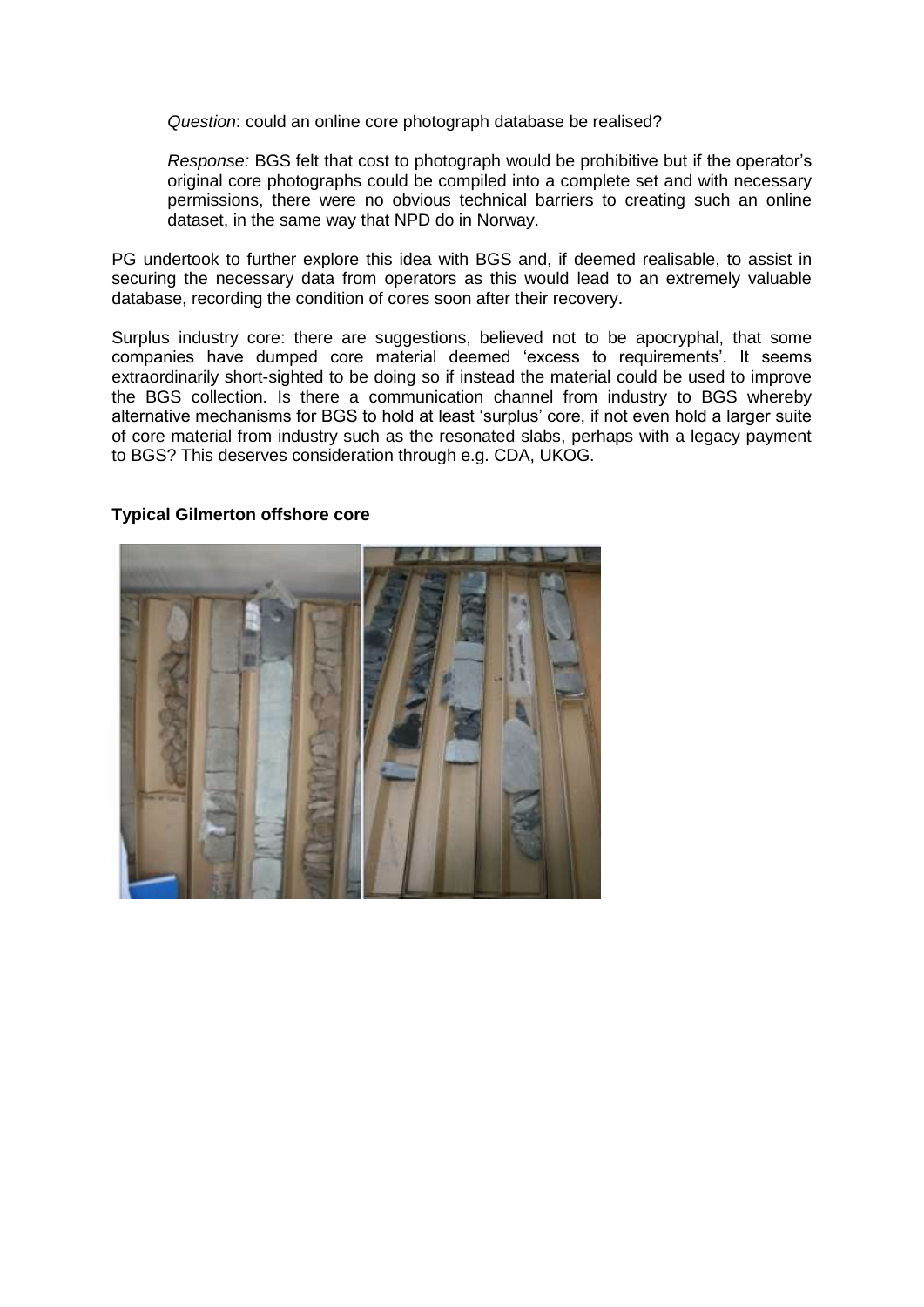*Question*: could an online core photograph database be realised?

*Response:* BGS felt that cost to photograph would be prohibitive but if the operator's original core photographs could be compiled into a complete set and with necessary permissions, there were no obvious technical barriers to creating such an online dataset, in the same way that NPD do in Norway.

PG undertook to further explore this idea with BGS and, if deemed realisable, to assist in securing the necessary data from operators as this would lead to an extremely valuable database, recording the condition of cores soon after their recovery.

Surplus industry core: there are suggestions, believed not to be apocryphal, that some companies have dumped core material deemed 'excess to requirements'. It seems extraordinarily short-sighted to be doing so if instead the material could be used to improve the BGS collection. Is there a communication channel from industry to BGS whereby alternative mechanisms for BGS to hold at least 'surplus' core, if not even hold a larger suite of core material from industry such as the resonated slabs, perhaps with a legacy payment to BGS? This deserves consideration through e.g. CDA, UKOG.

**Typical Gilmerton offshore core**